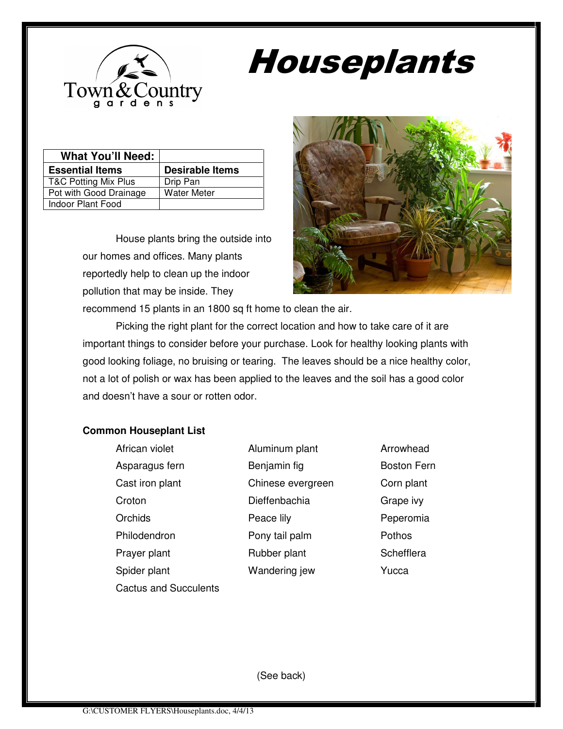Town & Country gardens

# Houseplants

| What You'll Need: | |
|---|---|
| **Essential Items** | **Desirable Items** |
| T&C Potting Mix Plus | Drip Pan |
| Pot with Good Drainage | Water Meter |
| Indoor Plant Food | |

House plants bring the outside into our homes and offices. Many plants reportedly help to clean up the indoor pollution that may be inside. They recommend 15 plants in an 1800 sq ft home to clean the air.

Picking the right plant for the correct location and how to take care of it are important things to consider before your purchase. Look for healthy looking plants with good looking foliage, no bruising or tearing. The leaves should be a nice healthy color, not a lot of polish or wax has been applied to the leaves and the soil has a good color and doesn't have a sour or rotten odor.

**Common Houseplant List**

- African violet
- Aluminum plant
- Arrowhead
- Asparagus fern
- Benjamin fig
- Boston Fern
- Cast iron plant
- Chinese evergreen
- Corn plant
- Croton
- Dieffenbachia
- Grape ivy
- Orchids
- Peace lily
- Peperomia
- Philodendron
- Pony tail palm
- Pothos
- Prayer plant
- Rubber plant
- Schefflera
- Spider plant
- Wandering jew
- Yucca
- Cactus and Succulents

(See back)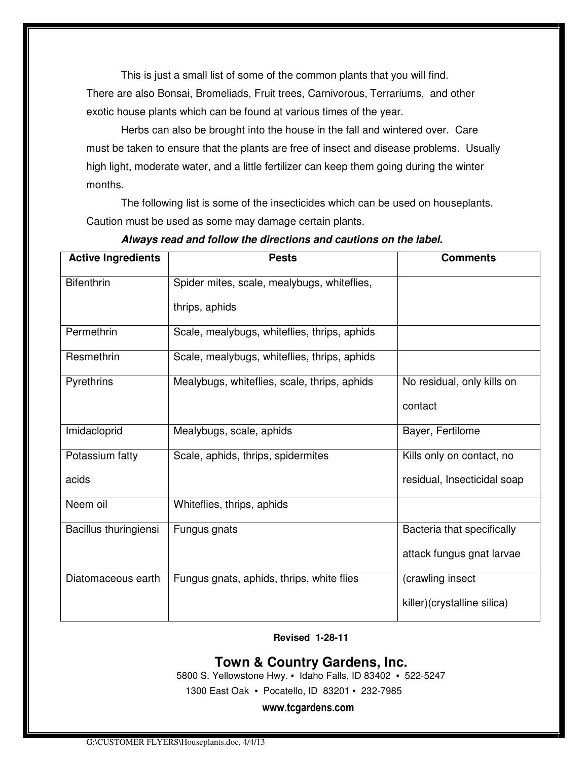This is just a small list of some of the common plants that you will find. There are also Bonsai, Bromeliads, Fruit trees, Carnivorous, Terrariums, and other exotic house plants which can be found at various times of the year.

Herbs can also be brought into the house in the fall and wintered over. Care must be taken to ensure that the plants are free of insect and disease problems. Usually high light, moderate water, and a little fertilizer can keep them going during the winter months.

The following list is some of the insecticides which can be used on houseplants. Caution must be used as some may damage certain plants.

***Always read and follow the directions and cautions on the label.***

| Active Ingredients | Pests | Comments |
|---|---|---|
| Bifenthrin | Spider mites, scale, mealybugs, whiteflies, thrips, aphids | |
| Permethrin | Scale, mealybugs, whiteflies, thrips, aphids | |
| Resmethrin | Scale, mealybugs, whiteflies, thrips, aphids | |
| Pyrethrins | Mealybugs, whiteflies, scale, thrips, aphids | No residual, only kills on contact |
| Imidacloprid | Mealybugs, scale, aphids | Bayer, Fertilome |
| Potassium fatty acids | Scale, aphids, thrips, spidermites | Kills only on contact, no residual, Insecticidal soap |
| Neem oil | Whiteflies, thrips, aphids | |
| Bacillus thuringiensi | Fungus gnats | Bacteria that specifically attack fungus gnat larvae |
| Diatomaceous earth | Fungus gnats, aphids, thrips, white flies | (crawling insect killer)(crystalline silica) |

**Revised 1-28-11**

**Town & Country Gardens, Inc.**

5800 S. Yellowstone Hwy. ▪ Idaho Falls, ID 83402 ▪ 522-5247

1300 East Oak ▪ Pocatello, ID 83201 ▪ 232-7985

**www.tcgardens.com**

G:\CUSTOMER FLYERS\Houseplants.doc, 4/4/13